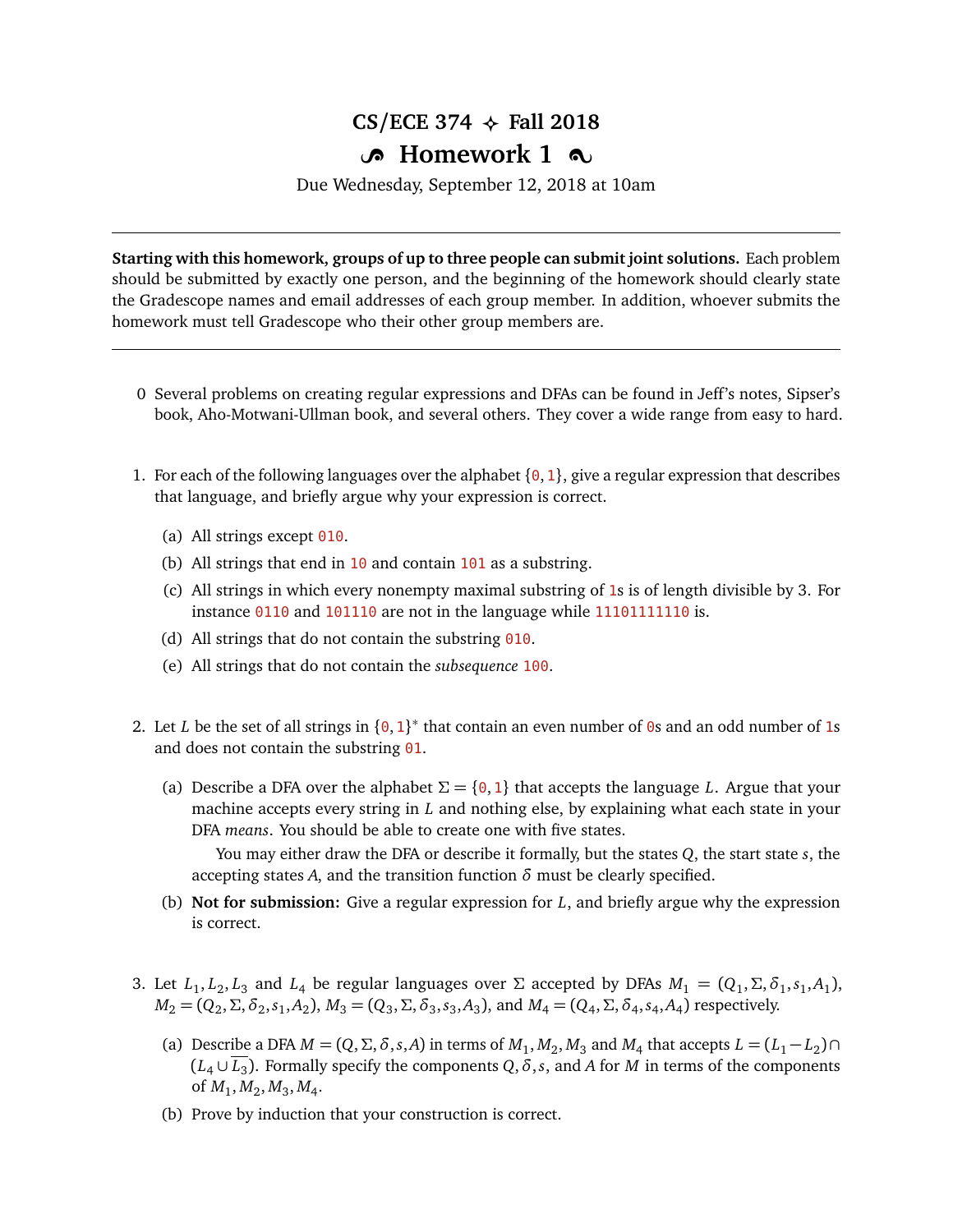# CS/ECE 374 ✧ Fall 2018

## Homework 1

Due Wednesday, September 12, 2018 at 10am

---

**Starting with this homework, groups of up to three people can submit joint solutions.** Each problem should be submitted by exactly one person, and the beginning of the homework should clearly state the Gradescope names and email addresses of each group member. In addition, whoever submits the homework must tell Gradescope who their other group members are.

---

0 Several problems on creating regular expressions and DFAs can be found in Jeff's notes, Sipser's book, Aho-Motwani-Ullman book, and several others. They cover a wide range from easy to hard.

1. For each of the following languages over the alphabet $\{0, 1\}$, give a regular expression that describes that language, and briefly argue why your expression is correct.

   (a) All strings except 010.

   (b) All strings that end in 10 and contain 101 as a substring.

   (c) All strings in which every nonempty maximal substring of 1s is of length divisible by 3. For instance 0110 and 101110 are not in the language while 11101111110 is.

   (d) All strings that do not contain the substring 010.

   (e) All strings that do not contain the *subsequence* 100.

2. Let $L$ be the set of all strings in $\{0, 1\}^*$ that contain an even number of 0s and an odd number of 1s and does not contain the substring 01.

   (a) Describe a DFA over the alphabet $\Sigma = \{0, 1\}$ that accepts the language $L$. Argue that your machine accepts every string in $L$ and nothing else, by explaining what each state in your DFA *means*. You should be able to create one with five states.

      You may either draw the DFA or describe it formally, but the states $Q$, the start state $s$, the accepting states $A$, and the transition function $\delta$ must be clearly specified.

   (b) **Not for submission:** Give a regular expression for $L$, and briefly argue why the expression is correct.

3. Let $L_1, L_2, L_3$ and $L_4$ be regular languages over $\Sigma$ accepted by DFAs $M_1 = (Q_1, \Sigma, \delta_1, s_1, A_1)$, $M_2 = (Q_2, \Sigma, \delta_2, s_1, A_2)$, $M_3 = (Q_3, \Sigma, \delta_3, s_3, A_3)$, and $M_4 = (Q_4, \Sigma, \delta_4, s_4, A_4)$ respectively.

   (a) Describe a DFA $M = (Q, \Sigma, \delta, s, A)$ in terms of $M_1, M_2, M_3$ and $M_4$ that accepts $L = (L_1 - L_2) \cap (L_4 \cup \overline{L_3})$. Formally specify the components $Q, \delta, s,$ and $A$ for $M$ in terms of the components of $M_1, M_2, M_3, M_4$.

   (b) Prove by induction that your construction is correct.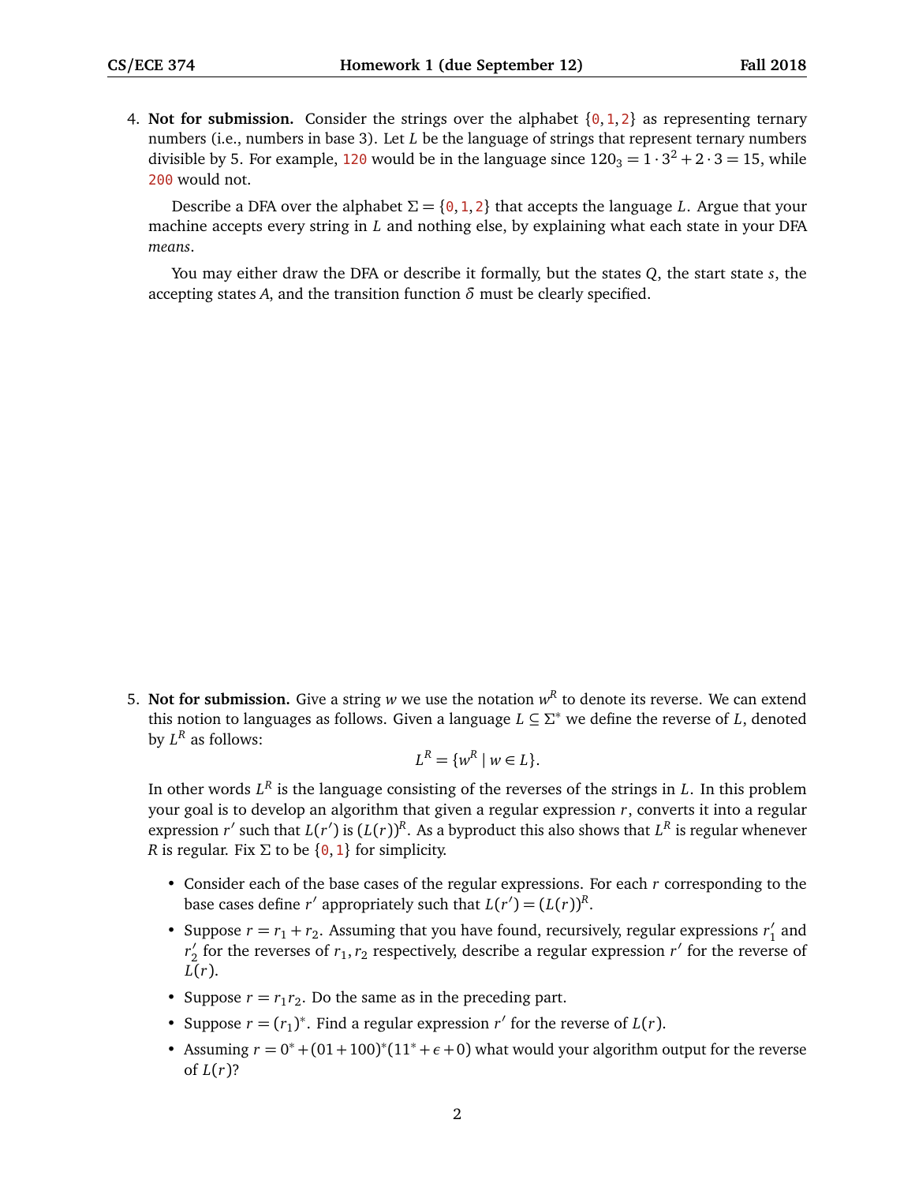4. **Not for submission.** Consider the strings over the alphabet $\{0, 1, 2\}$ as representing ternary numbers (i.e., numbers in base 3). Let $L$ be the language of strings that represent ternary numbers divisible by 5. For example, 120 would be in the language since $120_3 = 1 \cdot 3^2 + 2 \cdot 3 = 15$, while 200 would not.

   Describe a DFA over the alphabet $\Sigma = \{0, 1, 2\}$ that accepts the language $L$. Argue that your machine accepts every string in $L$ and nothing else, by explaining what each state in your DFA *means*.

   You may either draw the DFA or describe it formally, but the states $Q$, the start state $s$, the accepting states $A$, and the transition function $\delta$ must be clearly specified.

5. **Not for submission.** Give a string $w$ we use the notation $w^R$ to denote its reverse. We can extend this notion to languages as follows. Given a language $L \subseteq \Sigma^*$ we define the reverse of $L$, denoted by $L^R$ as follows:

   $$L^R = \{w^R \mid w \in L\}.$$

   In other words $L^R$ is the language consisting of the reverses of the strings in $L$. In this problem your goal is to develop an algorithm that given a regular expression $r$, converts it into a regular expression $r'$ such that $L(r')$ is $(L(r))^R$. As a byproduct this also shows that $L^R$ is regular whenever $R$ is regular. Fix $\Sigma$ to be $\{0, 1\}$ for simplicity.

   - Consider each of the base cases of the regular expressions. For each $r$ corresponding to the base cases define $r'$ appropriately such that $L(r') = (L(r))^R$.
   - Suppose $r = r_1 + r_2$. Assuming that you have found, recursively, regular expressions $r_1'$ and $r_2'$ for the reverses of $r_1, r_2$ respectively, describe a regular expression $r'$ for the reverse of $L(r)$.
   - Suppose $r = r_1 r_2$. Do the same as in the preceding part.
   - Suppose $r = (r_1)^*$. Find a regular expression $r'$ for the reverse of $L(r)$.
   - Assuming $r = 0^* + (01 + 100)^*(11^* + \epsilon + 0)$ what would your algorithm output for the reverse of $L(r)$?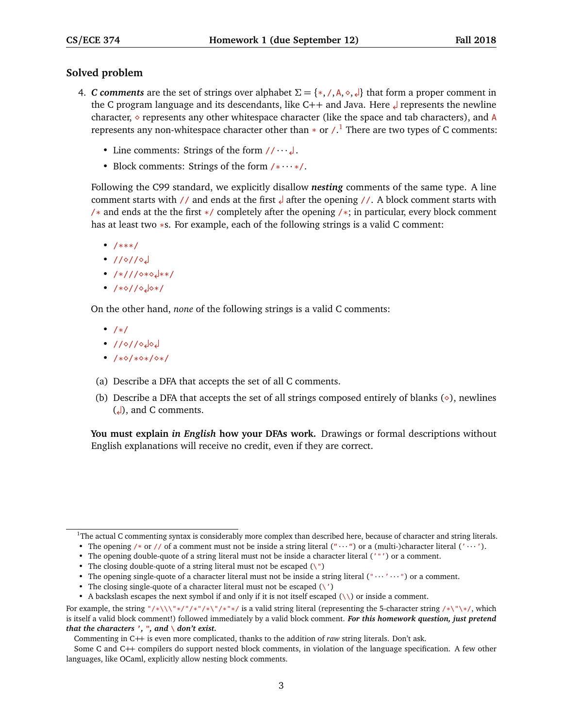## Solved problem

4. ***C comments*** are the set of strings over alphabet $\Sigma = \{*, /, A, \diamond, ↲\}$ that form a proper comment in the C program language and its descendants, like C++ and Java. Here ↲ represents the newline character, ◇ represents any other whitespace character (like the space and tab characters), and A represents any non-whitespace character other than * or /.[1] There are two types of C comments:

   - Line comments: Strings of the form //···↲.
   - Block comments: Strings of the form /*···*/.

   Following the C99 standard, we explicitly disallow ***nesting*** comments of the same type. A line comment starts with // and ends at the first ↲ after the opening //. A block comment starts with /* and ends at the the first */ completely after the opening /*; in particular, every block comment has at least two *s. For example, each of the following strings is a valid C comment:

   - /***/
   - //◇//◇↲
   - /*///◇*◇↲**/
   - /*◇//◇↲◇*/

   On the other hand, *none* of the following strings is a valid C comments:

   - /*/
   - //◇//◇↲◇↲
   - /*◇/*◇*/◇*/

   (a) Describe a DFA that accepts the set of all C comments.

   (b) Describe a DFA that accepts the set of all strings composed entirely of blanks (◇), newlines (↲), and C comments.

   **You must explain *in English* how your DFAs work.** Drawings or formal descriptions without English explanations will receive no credit, even if they are correct.

---

[1] The actual C commenting syntax is considerably more complex than described here, because of character and string literals.

- The opening /* or // of a comment must not be inside a string literal ("···") or a (multi-)character literal ('···').
- The opening double-quote of a string literal must not be inside a character literal ('"') or a comment.
- The closing double-quote of a string literal must not be escaped (\")
- The opening single-quote of a character literal must not be inside a string literal ("···'···") or a comment.
- The closing single-quote of a character literal must not be escaped (\')
- A backslash escapes the next symbol if and only if it is not itself escaped (\\) or inside a comment.

For example, the string "/*\\\"*/"/*"/*\"/*"*/ is a valid string literal (representing the 5-character string /*\"\*/, which is itself a valid block comment!) followed immediately by a valid block comment. ***For this homework question, just pretend that the characters ', ", and \ don't exist.***

Commenting in C++ is even more complicated, thanks to the addition of *raw* string literals. Don't ask.

Some C and C++ compilers do support nested block comments, in violation of the language specification. A few other languages, like OCaml, explicitly allow nesting block comments.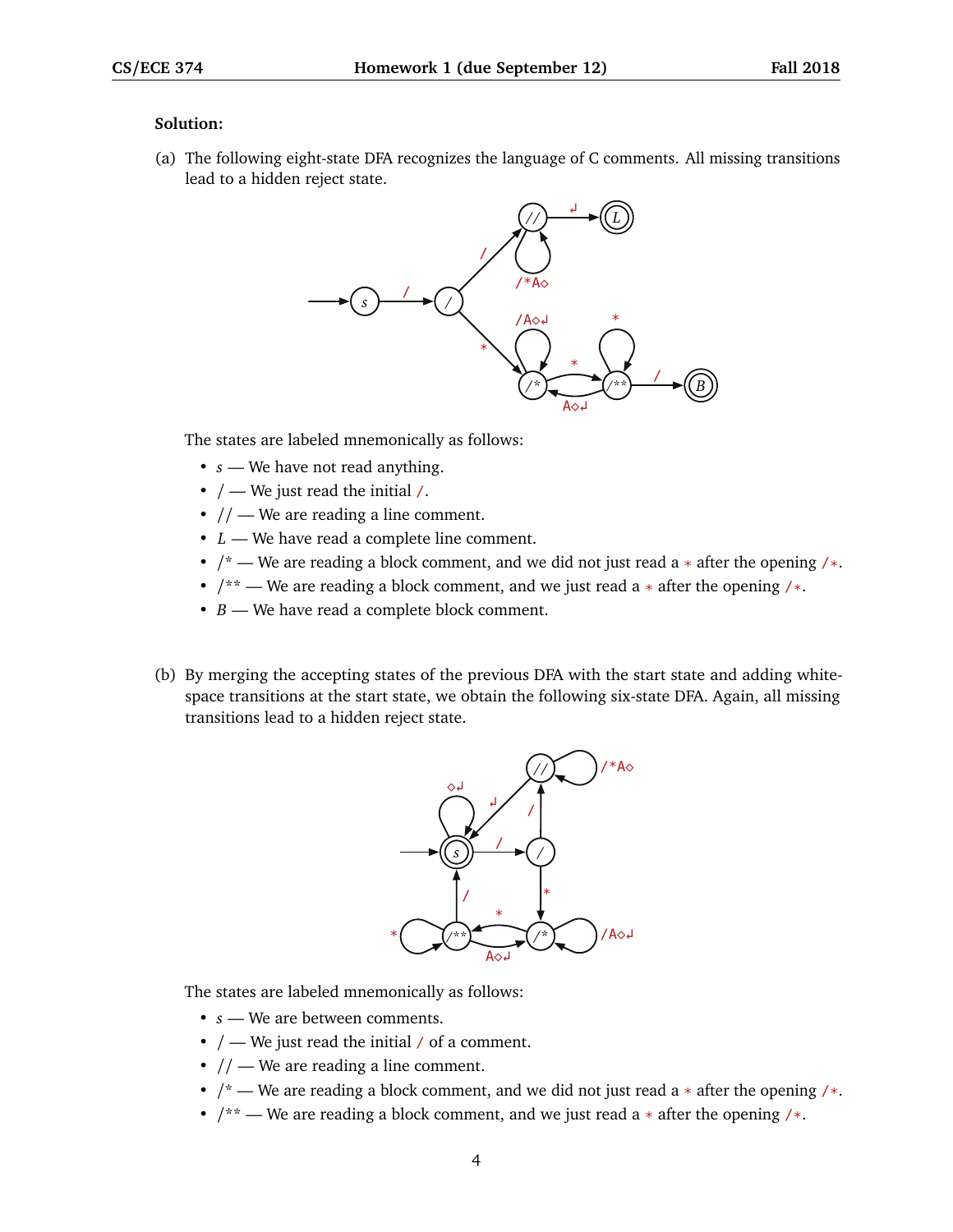**Solution:**

(a) The following eight-state DFA recognizes the language of C comments. All missing transitions lead to a hidden reject state.

The states are labeled mnemonically as follows:

- $s$ — We have not read anything.
- / — We just read the initial /.
- // — We are reading a line comment.
- $L$ — We have read a complete line comment.
- /* — We are reading a block comment, and we did not just read a * after the opening /*.
- /** — We are reading a block comment, and we just read a * after the opening /*.
- $B$ — We have read a complete block comment.

(b) By merging the accepting states of the previous DFA with the start state and adding white-space transitions at the start state, we obtain the following six-state DFA. Again, all missing transitions lead to a hidden reject state.

The states are labeled mnemonically as follows:

- $s$ — We are between comments.
- / — We just read the initial / of a comment.
- // — We are reading a line comment.
- /* — We are reading a block comment, and we did not just read a * after the opening /*.
- /** — We are reading a block comment, and we just read a * after the opening /*.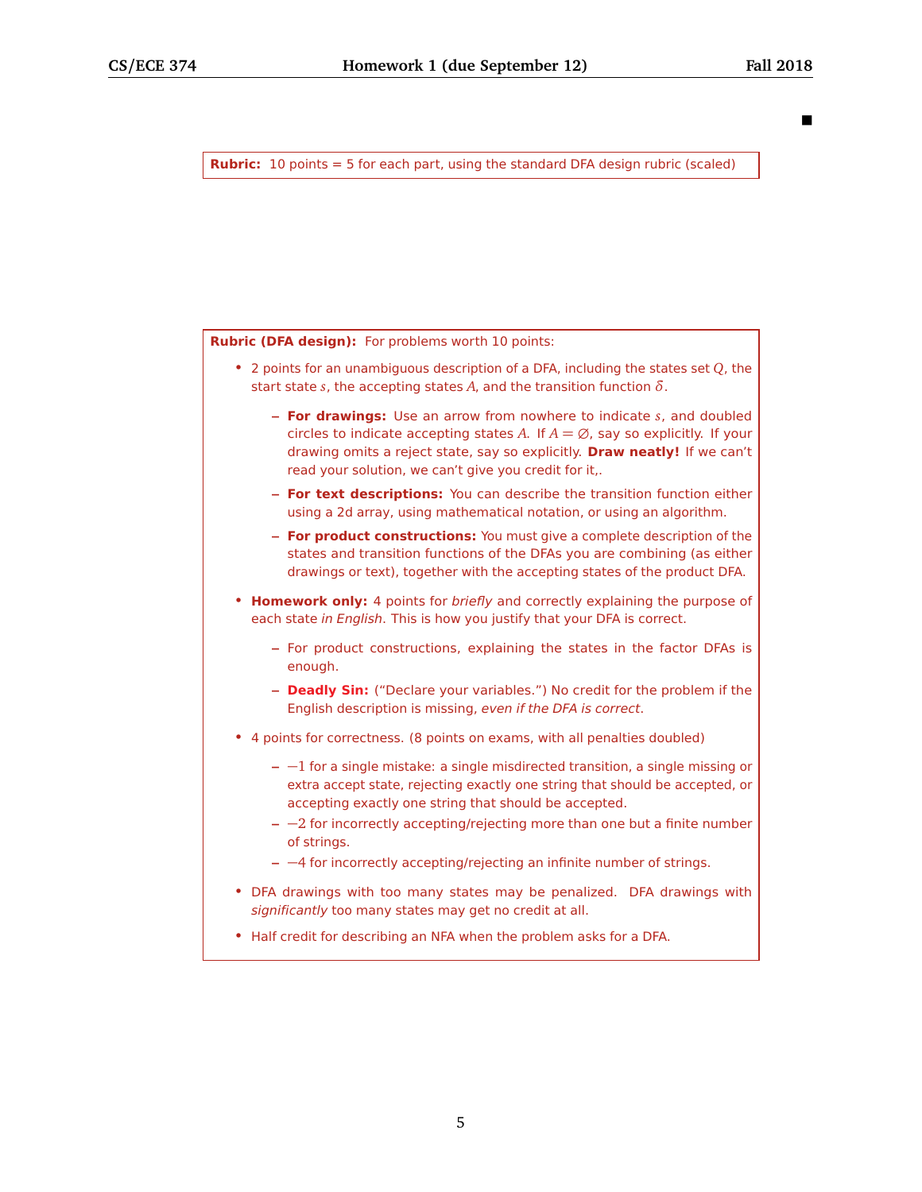■

**Rubric:** 10 points = 5 for each part, using the standard DFA design rubric (scaled)

**Rubric (DFA design):** For problems worth 10 points:

- 2 points for an unambiguous description of a DFA, including the states set $Q$, the start state $s$, the accepting states $A$, and the transition function $\delta$.
  - **For drawings:** Use an arrow from nowhere to indicate $s$, and doubled circles to indicate accepting states $A$. If $A = \varnothing$, say so explicitly. If your drawing omits a reject state, say so explicitly. **Draw neatly!** If we can't read your solution, we can't give you credit for it,.
  - **For text descriptions:** You can describe the transition function either using a 2d array, using mathematical notation, or using an algorithm.
  - **For product constructions:** You must give a complete description of the states and transition functions of the DFAs you are combining (as either drawings or text), together with the accepting states of the product DFA.
- **Homework only:** 4 points for *briefly* and correctly explaining the purpose of each state *in English*. This is how you justify that your DFA is correct.
  - For product constructions, explaining the states in the factor DFAs is enough.
  - **Deadly Sin:** ("Declare your variables.") No credit for the problem if the English description is missing, *even if the DFA is correct*.
- 4 points for correctness. (8 points on exams, with all penalties doubled)
  - $-1$ for a single mistake: a single misdirected transition, a single missing or extra accept state, rejecting exactly one string that should be accepted, or accepting exactly one string that should be accepted.
  - $-2$ for incorrectly accepting/rejecting more than one but a finite number of strings.
  - $-4$ for incorrectly accepting/rejecting an infinite number of strings.
- DFA drawings with too many states may be penalized. DFA drawings with *significantly* too many states may get no credit at all.
- Half credit for describing an NFA when the problem asks for a DFA.